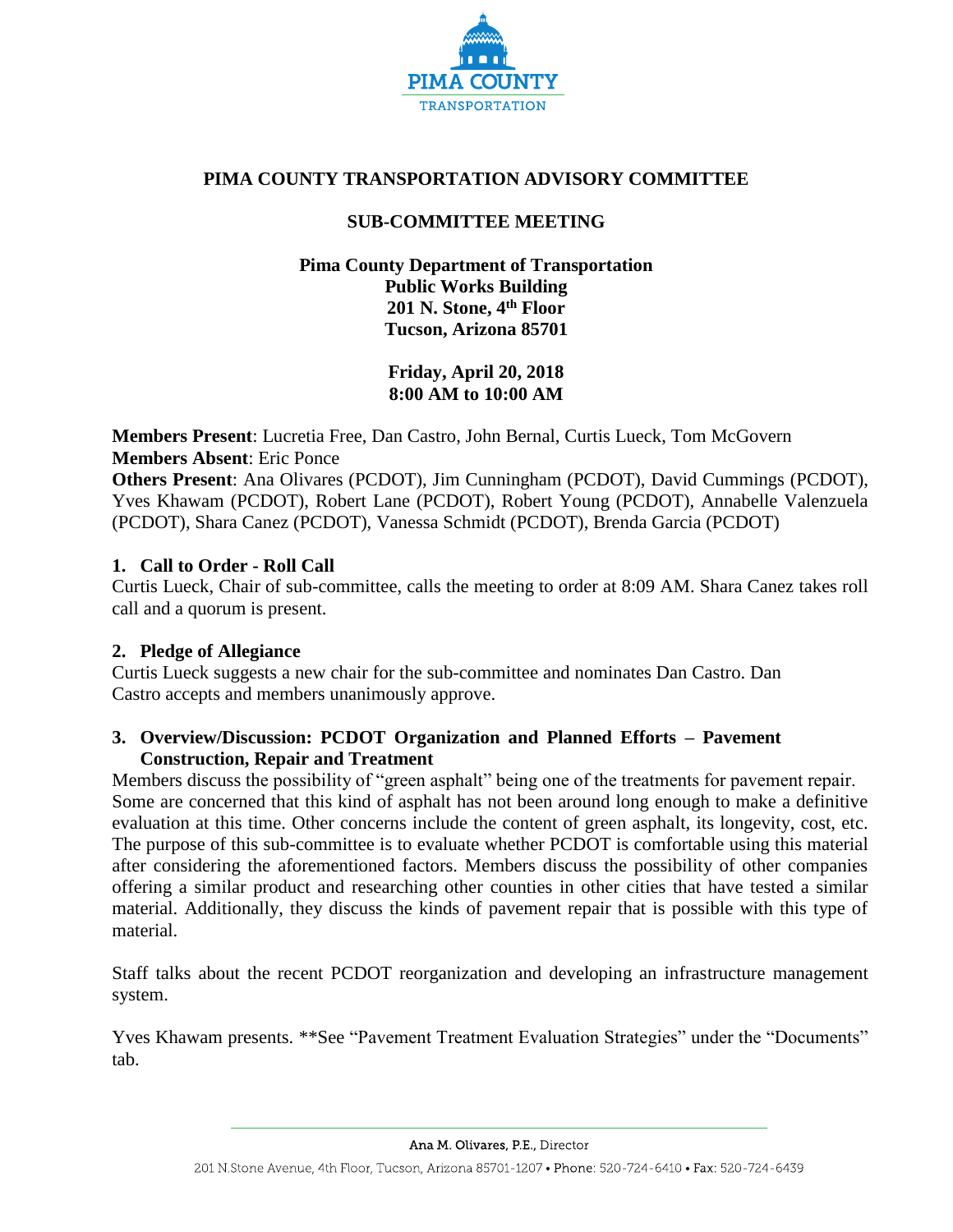# PIMA COUNTY TRANSPORTATION ADVISORY COMMITTEE

## SUB-COMMITTEE MEETING

**Pima County Department of Transportation**
**Public Works Building**
**201 N. Stone, 4th Floor**
**Tucson, Arizona 85701**

**Friday, April 20, 2018**
**8:00 AM to 10:00 AM**

**Members Present**: Lucretia Free, Dan Castro, John Bernal, Curtis Lueck, Tom McGovern
**Members Absent**: Eric Ponce
**Others Present**: Ana Olivares (PCDOT), Jim Cunningham (PCDOT), David Cummings (PCDOT), Yves Khawam (PCDOT), Robert Lane (PCDOT), Robert Young (PCDOT), Annabelle Valenzuela (PCDOT), Shara Canez (PCDOT), Vanessa Schmidt (PCDOT), Brenda Garcia (PCDOT)

### 1. Call to Order - Roll Call

Curtis Lueck, Chair of sub-committee, calls the meeting to order at 8:09 AM. Shara Canez takes roll call and a quorum is present.

### 2. Pledge of Allegiance

Curtis Lueck suggests a new chair for the sub-committee and nominates Dan Castro. Dan Castro accepts and members unanimously approve.

### 3. Overview/Discussion: PCDOT Organization and Planned Efforts – Pavement Construction, Repair and Treatment

Members discuss the possibility of "green asphalt" being one of the treatments for pavement repair. Some are concerned that this kind of asphalt has not been around long enough to make a definitive evaluation at this time. Other concerns include the content of green asphalt, its longevity, cost, etc. The purpose of this sub-committee is to evaluate whether PCDOT is comfortable using this material after considering the aforementioned factors. Members discuss the possibility of other companies offering a similar product and researching other counties in other cities that have tested a similar material. Additionally, they discuss the kinds of pavement repair that is possible with this type of material.

Staff talks about the recent PCDOT reorganization and developing an infrastructure management system.

Yves Khawam presents. **See "Pavement Treatment Evaluation Strategies" under the "Documents" tab.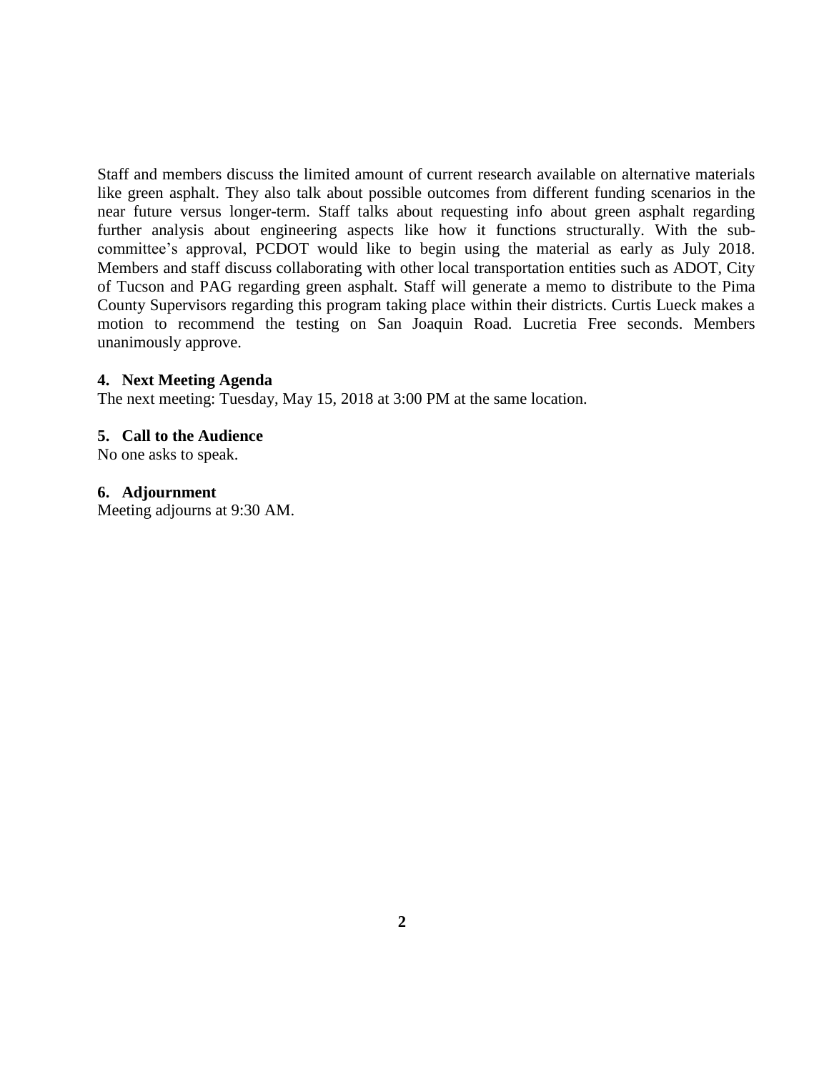Staff and members discuss the limited amount of current research available on alternative materials like green asphalt. They also talk about possible outcomes from different funding scenarios in the near future versus longer-term. Staff talks about requesting info about green asphalt regarding further analysis about engineering aspects like how it functions structurally. With the sub-committee's approval, PCDOT would like to begin using the material as early as July 2018. Members and staff discuss collaborating with other local transportation entities such as ADOT, City of Tucson and PAG regarding green asphalt. Staff will generate a memo to distribute to the Pima County Supervisors regarding this program taking place within their districts. Curtis Lueck makes a motion to recommend the testing on San Joaquin Road. Lucretia Free seconds. Members unanimously approve.

**4. Next Meeting Agenda**
The next meeting: Tuesday, May 15, 2018 at 3:00 PM at the same location.

**5. Call to the Audience**
No one asks to speak.

**6. Adjournment**
Meeting adjourns at 9:30 AM.